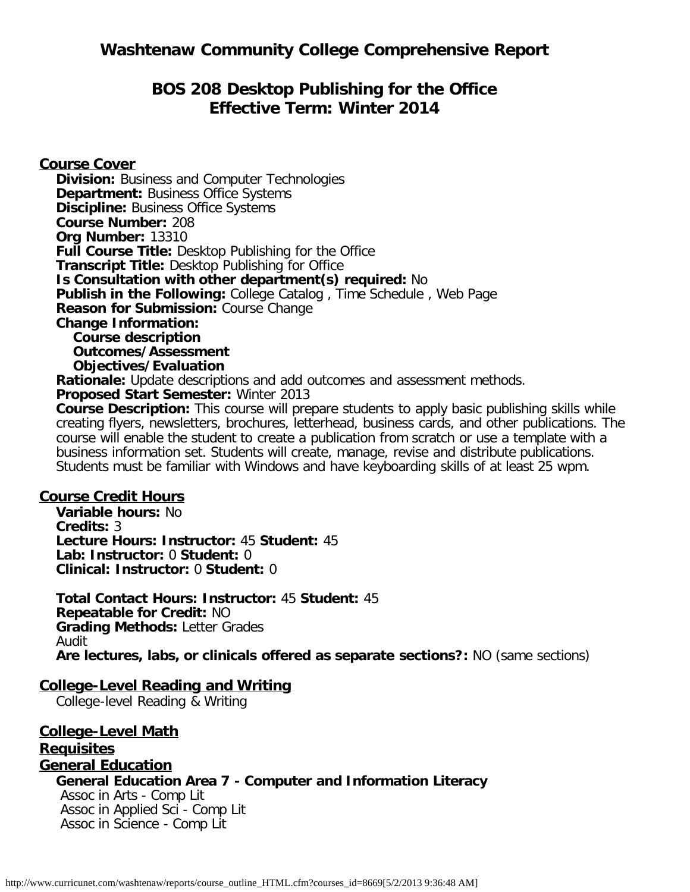# Washtenaw Community College Comprehensive Report

## BOS 208 Desktop Publishing for the Office
## Effective Term: Winter 2014

### Course Cover

**Division:** Business and Computer Technologies
**Department:** Business Office Systems
**Discipline:** Business Office Systems
**Course Number:** 208
**Org Number:** 13310
**Full Course Title:** Desktop Publishing for the Office
**Transcript Title:** Desktop Publishing for Office
**Is Consultation with other department(s) required:** No
**Publish in the Following:** College Catalog , Time Schedule , Web Page
**Reason for Submission:** Course Change
**Change Information:**

- **Course description**
- **Outcomes/Assessment**
- **Objectives/Evaluation**

**Rationale:** Update descriptions and add outcomes and assessment methods.
**Proposed Start Semester:** Winter 2013
**Course Description:** This course will prepare students to apply basic publishing skills while creating flyers, newsletters, brochures, letterhead, business cards, and other publications. The course will enable the student to create a publication from scratch or use a template with a business information set. Students will create, manage, revise and distribute publications. Students must be familiar with Windows and have keyboarding skills of at least 25 wpm.

### Course Credit Hours

**Variable hours:** No
**Credits:** 3
**Lecture Hours: Instructor:** 45 **Student:** 45
**Lab: Instructor:** 0 **Student:** 0
**Clinical: Instructor:** 0 **Student:** 0

**Total Contact Hours: Instructor:** 45 **Student:** 45
**Repeatable for Credit:** NO
**Grading Methods:** Letter Grades
Audit
**Are lectures, labs, or clinicals offered as separate sections?:** NO (same sections)

### College-Level Reading and Writing

College-level Reading & Writing

### College-Level Math

### Requisites

### General Education

**General Education Area 7 - Computer and Information Literacy**

Assoc in Arts - Comp Lit
Assoc in Applied Sci - Comp Lit
Assoc in Science - Comp Lit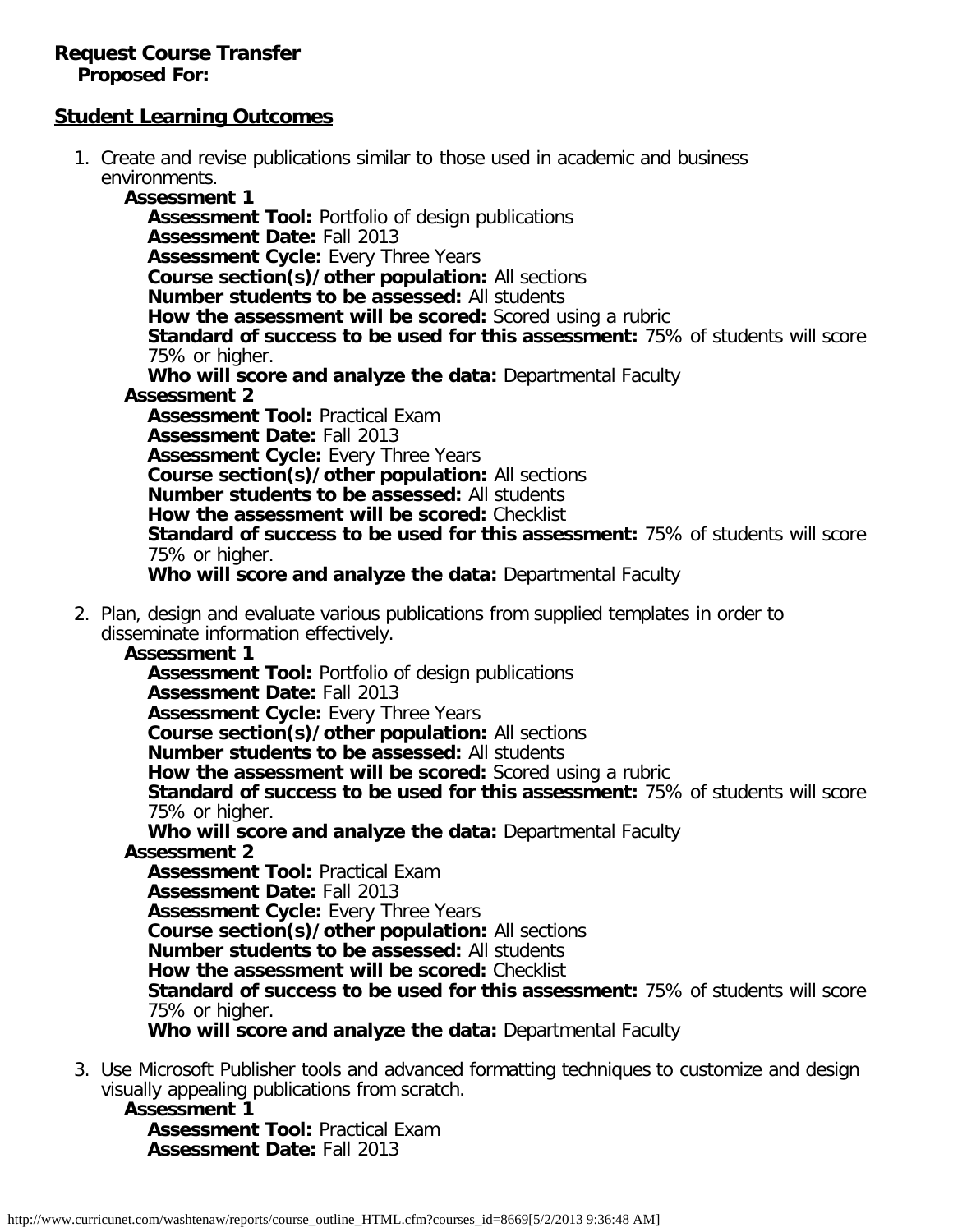**Request Course Transfer**

**Proposed For:**

## Student Learning Outcomes

1. Create and revise publications similar to those used in academic and business environments.
   - **Assessment 1**
     - **Assessment Tool:** Portfolio of design publications
     - **Assessment Date:** Fall 2013
     - **Assessment Cycle:** Every Three Years
     - **Course section(s)/other population:** All sections
     - **Number students to be assessed:** All students
     - **How the assessment will be scored:** Scored using a rubric
     - **Standard of success to be used for this assessment:** 75% of students will score 75% or higher.
     - **Who will score and analyze the data:** Departmental Faculty
   - **Assessment 2**
     - **Assessment Tool:** Practical Exam
     - **Assessment Date:** Fall 2013
     - **Assessment Cycle:** Every Three Years
     - **Course section(s)/other population:** All sections
     - **Number students to be assessed:** All students
     - **How the assessment will be scored:** Checklist
     - **Standard of success to be used for this assessment:** 75% of students will score 75% or higher.
     - **Who will score and analyze the data:** Departmental Faculty

2. Plan, design and evaluate various publications from supplied templates in order to disseminate information effectively.
   - **Assessment 1**
     - **Assessment Tool:** Portfolio of design publications
     - **Assessment Date:** Fall 2013
     - **Assessment Cycle:** Every Three Years
     - **Course section(s)/other population:** All sections
     - **Number students to be assessed:** All students
     - **How the assessment will be scored:** Scored using a rubric
     - **Standard of success to be used for this assessment:** 75% of students will score 75% or higher.
     - **Who will score and analyze the data:** Departmental Faculty
   - **Assessment 2**
     - **Assessment Tool:** Practical Exam
     - **Assessment Date:** Fall 2013
     - **Assessment Cycle:** Every Three Years
     - **Course section(s)/other population:** All sections
     - **Number students to be assessed:** All students
     - **How the assessment will be scored:** Checklist
     - **Standard of success to be used for this assessment:** 75% of students will score 75% or higher.
     - **Who will score and analyze the data:** Departmental Faculty

3. Use Microsoft Publisher tools and advanced formatting techniques to customize and design visually appealing publications from scratch.
   - **Assessment 1**
     - **Assessment Tool:** Practical Exam
     - **Assessment Date:** Fall 2013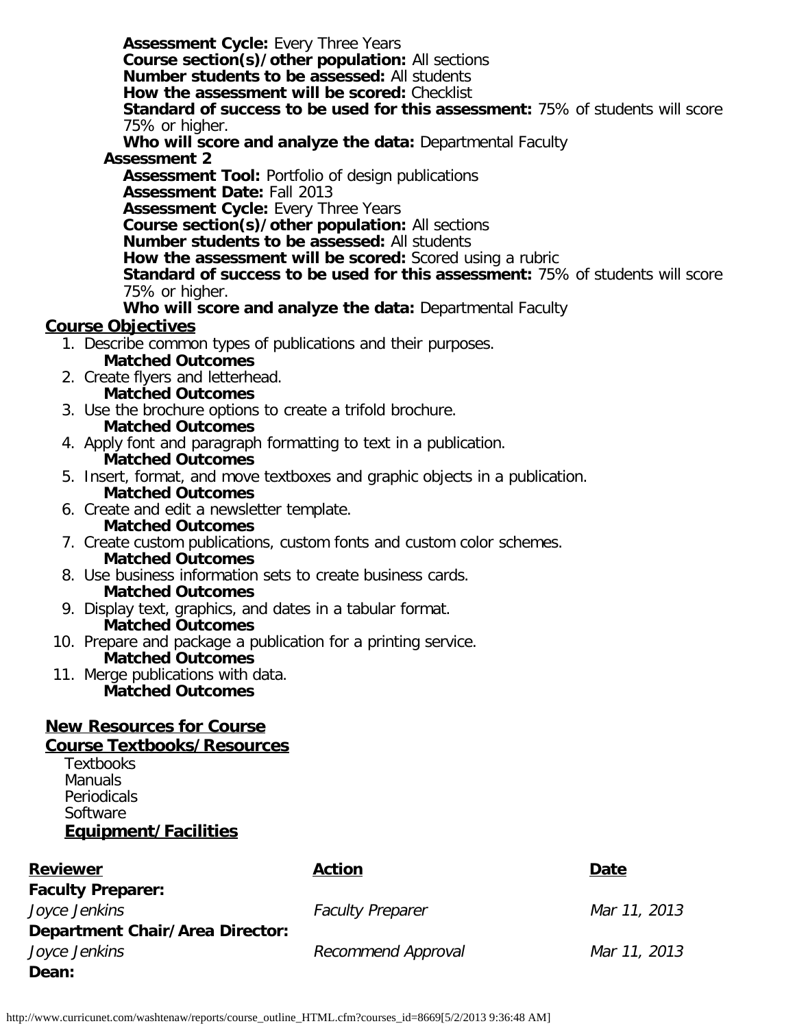**Assessment Cycle:** Every Three Years
**Course section(s)/other population:** All sections
**Number students to be assessed:** All students
**How the assessment will be scored:** Checklist
**Standard of success to be used for this assessment:** 75% of students will score 75% or higher.
**Who will score and analyze the data:** Departmental Faculty

**Assessment 2**

**Assessment Tool:** Portfolio of design publications
**Assessment Date:** Fall 2013
**Assessment Cycle:** Every Three Years
**Course section(s)/other population:** All sections
**Number students to be assessed:** All students
**How the assessment will be scored:** Scored using a rubric
**Standard of success to be used for this assessment:** 75% of students will score 75% or higher.
**Who will score and analyze the data:** Departmental Faculty

## Course Objectives

1. Describe common types of publications and their purposes.
   **Matched Outcomes**
2. Create flyers and letterhead.
   **Matched Outcomes**
3. Use the brochure options to create a trifold brochure.
   **Matched Outcomes**
4. Apply font and paragraph formatting to text in a publication.
   **Matched Outcomes**
5. Insert, format, and move textboxes and graphic objects in a publication.
   **Matched Outcomes**
6. Create and edit a newsletter template.
   **Matched Outcomes**
7. Create custom publications, custom fonts and custom color schemes.
   **Matched Outcomes**
8. Use business information sets to create business cards.
   **Matched Outcomes**
9. Display text, graphics, and dates in a tabular format.
   **Matched Outcomes**
10. Prepare and package a publication for a printing service.
    **Matched Outcomes**
11. Merge publications with data.
    **Matched Outcomes**

## New Resources for Course

## Course Textbooks/Resources

Textbooks
Manuals
Periodicals
Software

### Equipment/Facilities

| Reviewer | Action | Date |
|---|---|---|
| **Faculty Preparer:** | | |
| *Joyce Jenkins* | *Faculty Preparer* | *Mar 11, 2013* |
| **Department Chair/Area Director:** | | |
| *Joyce Jenkins* | *Recommend Approval* | *Mar 11, 2013* |
| **Dean:** | | |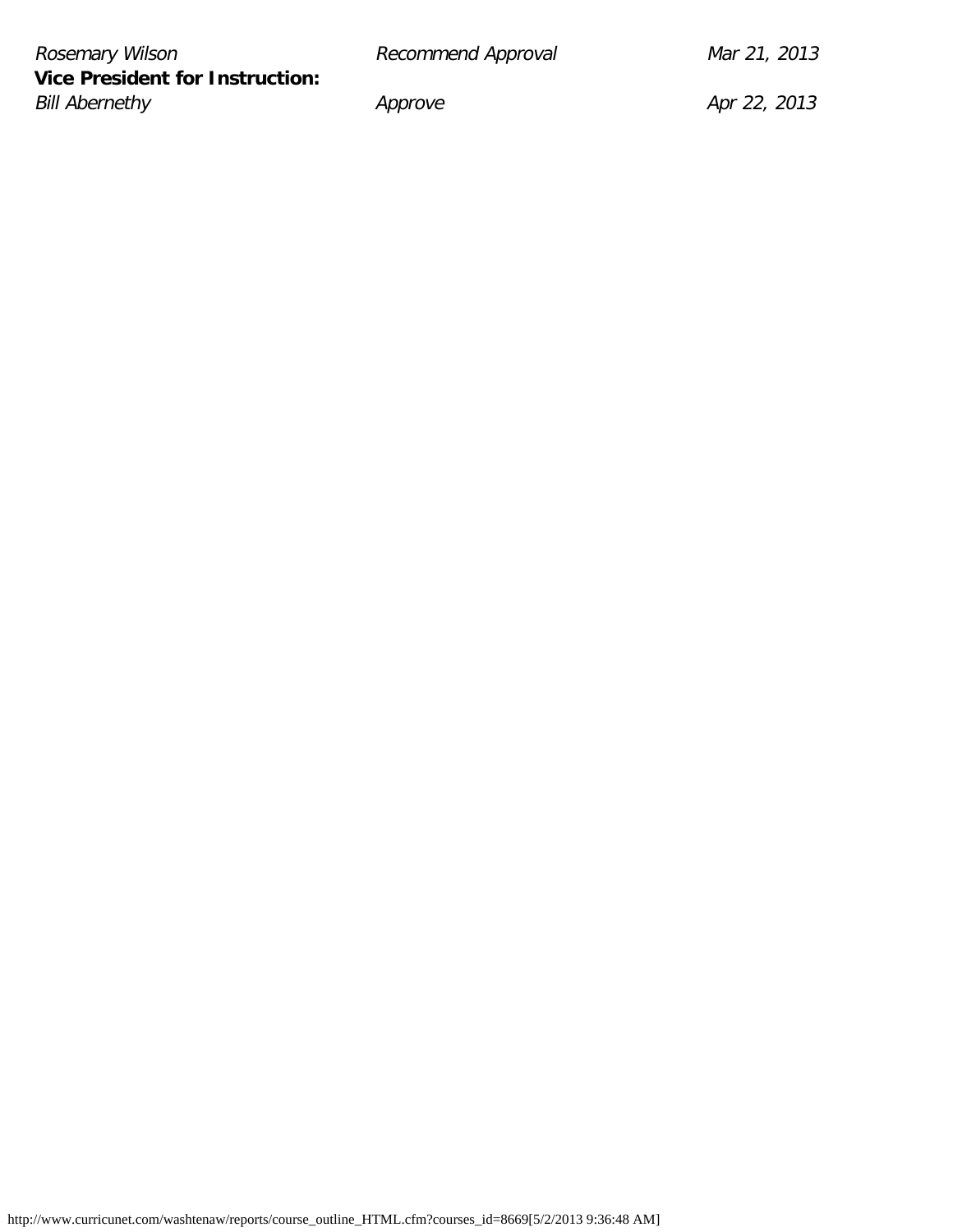| | | |
|---|---|---|
| *Rosemary Wilson* | *Recommend Approval* | *Mar 21, 2013* |
| **Vice President for Instruction:** | | |
| *Bill Abernethy* | *Approve* | *Apr 22, 2013* |